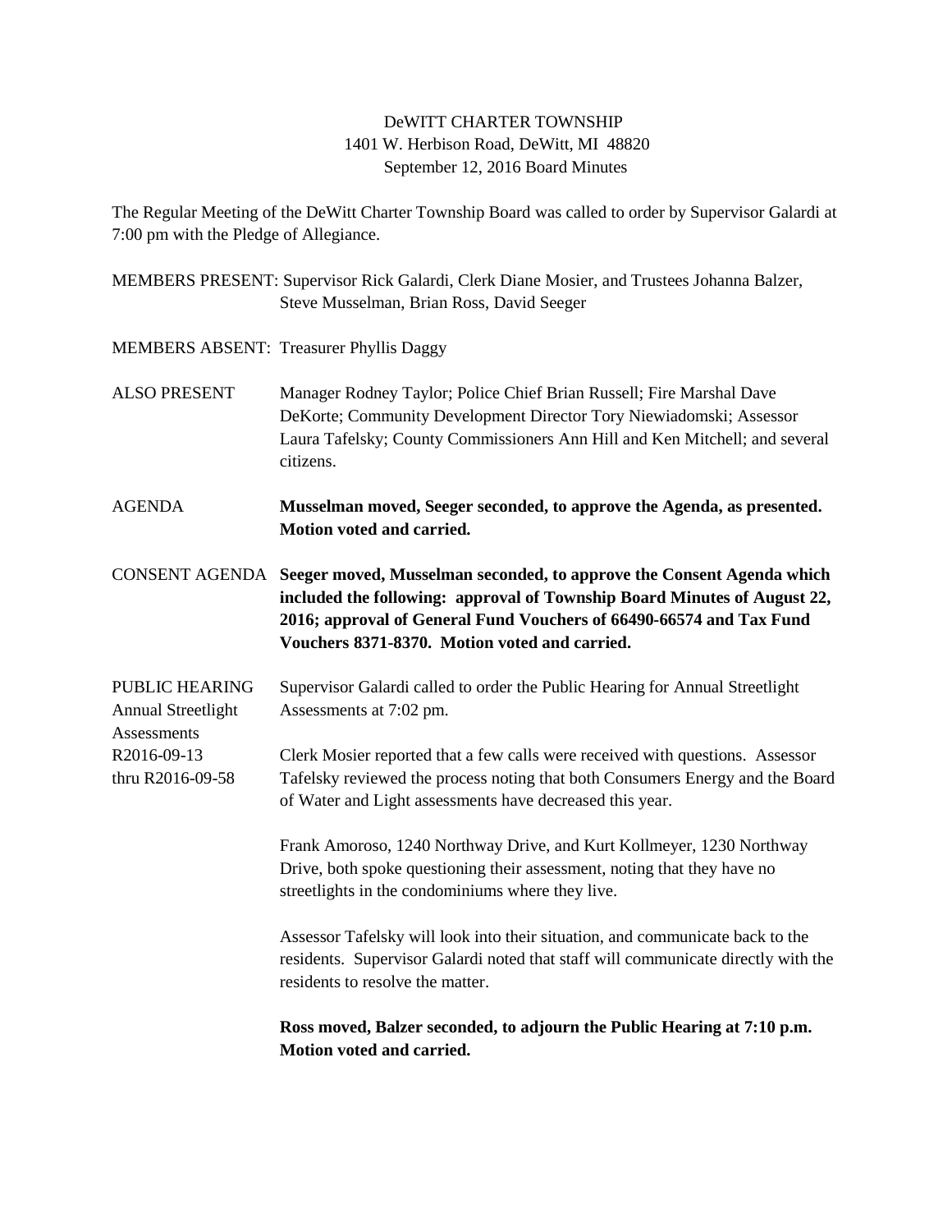DeWITT CHARTER TOWNSHIP
1401 W. Herbison Road, DeWitt, MI 48820
September 12, 2016 Board Minutes

The Regular Meeting of the DeWitt Charter Township Board was called to order by Supervisor Galardi at 7:00 pm with the Pledge of Allegiance.

MEMBERS PRESENT: Supervisor Rick Galardi, Clerk Diane Mosier, and Trustees Johanna Balzer, Steve Musselman, Brian Ross, David Seeger

MEMBERS ABSENT: Treasurer Phyllis Daggy

ALSO PRESENT: Manager Rodney Taylor; Police Chief Brian Russell; Fire Marshal Dave DeKorte; Community Development Director Tory Niewiadomski; Assessor Laura Tafelsky; County Commissioners Ann Hill and Ken Mitchell; and several citizens.

AGENDA

**Musselman moved, Seeger seconded, to approve the Agenda, as presented. Motion voted and carried.**

CONSENT AGENDA

**Seeger moved, Musselman seconded, to approve the Consent Agenda which included the following: approval of Township Board Minutes of August 22, 2016; approval of General Fund Vouchers of 66490-66574 and Tax Fund Vouchers 8371-8370. Motion voted and carried.**

PUBLIC HEARING
Annual Streetlight Assessments
R2016-09-13 thru R2016-09-58

Supervisor Galardi called to order the Public Hearing for Annual Streetlight Assessments at 7:02 pm.

Clerk Mosier reported that a few calls were received with questions. Assessor Tafelsky reviewed the process noting that both Consumers Energy and the Board of Water and Light assessments have decreased this year.

Frank Amoroso, 1240 Northway Drive, and Kurt Kollmeyer, 1230 Northway Drive, both spoke questioning their assessment, noting that they have no streetlights in the condominiums where they live.

Assessor Tafelsky will look into their situation, and communicate back to the residents. Supervisor Galardi noted that staff will communicate directly with the residents to resolve the matter.

**Ross moved, Balzer seconded, to adjourn the Public Hearing at 7:10 p.m. Motion voted and carried.**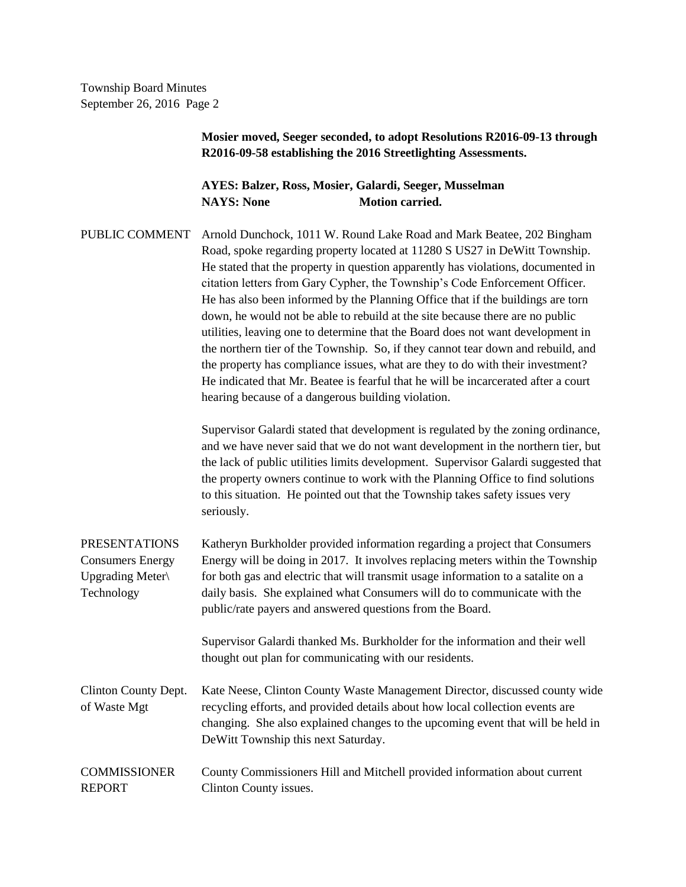**Mosier moved, Seeger seconded, to adopt Resolutions R2016-09-13 through R2016-09-58 establishing the 2016 Streetlighting Assessments.**

**AYES: Balzer, Ross, Mosier, Galardi, Seeger, Musselman**
**NAYS: None Motion carried.**

PUBLIC COMMENT

Arnold Dunchock, 1011 W. Round Lake Road and Mark Beatee, 202 Bingham Road, spoke regarding property located at 11280 S US27 in DeWitt Township. He stated that the property in question apparently has violations, documented in citation letters from Gary Cypher, the Township's Code Enforcement Officer. He has also been informed by the Planning Office that if the buildings are torn down, he would not be able to rebuild at the site because there are no public utilities, leaving one to determine that the Board does not want development in the northern tier of the Township. So, if they cannot tear down and rebuild, and the property has compliance issues, what are they to do with their investment? He indicated that Mr. Beatee is fearful that he will be incarcerated after a court hearing because of a dangerous building violation.

Supervisor Galardi stated that development is regulated by the zoning ordinance, and we have never said that we do not want development in the northern tier, but the lack of public utilities limits development. Supervisor Galardi suggested that the property owners continue to work with the Planning Office to find solutions to this situation. He pointed out that the Township takes safety issues very seriously.

PRESENTATIONS
Consumers Energy Upgrading Meter\ Technology

Katheryn Burkholder provided information regarding a project that Consumers Energy will be doing in 2017. It involves replacing meters within the Township for both gas and electric that will transmit usage information to a satalite on a daily basis. She explained what Consumers will do to communicate with the public/rate payers and answered questions from the Board.

Supervisor Galardi thanked Ms. Burkholder for the information and their well thought out plan for communicating with our residents.

Clinton County Dept. of Waste Mgt

Kate Neese, Clinton County Waste Management Director, discussed county wide recycling efforts, and provided details about how local collection events are changing. She also explained changes to the upcoming event that will be held in DeWitt Township this next Saturday.

COMMISSIONER REPORT

County Commissioners Hill and Mitchell provided information about current Clinton County issues.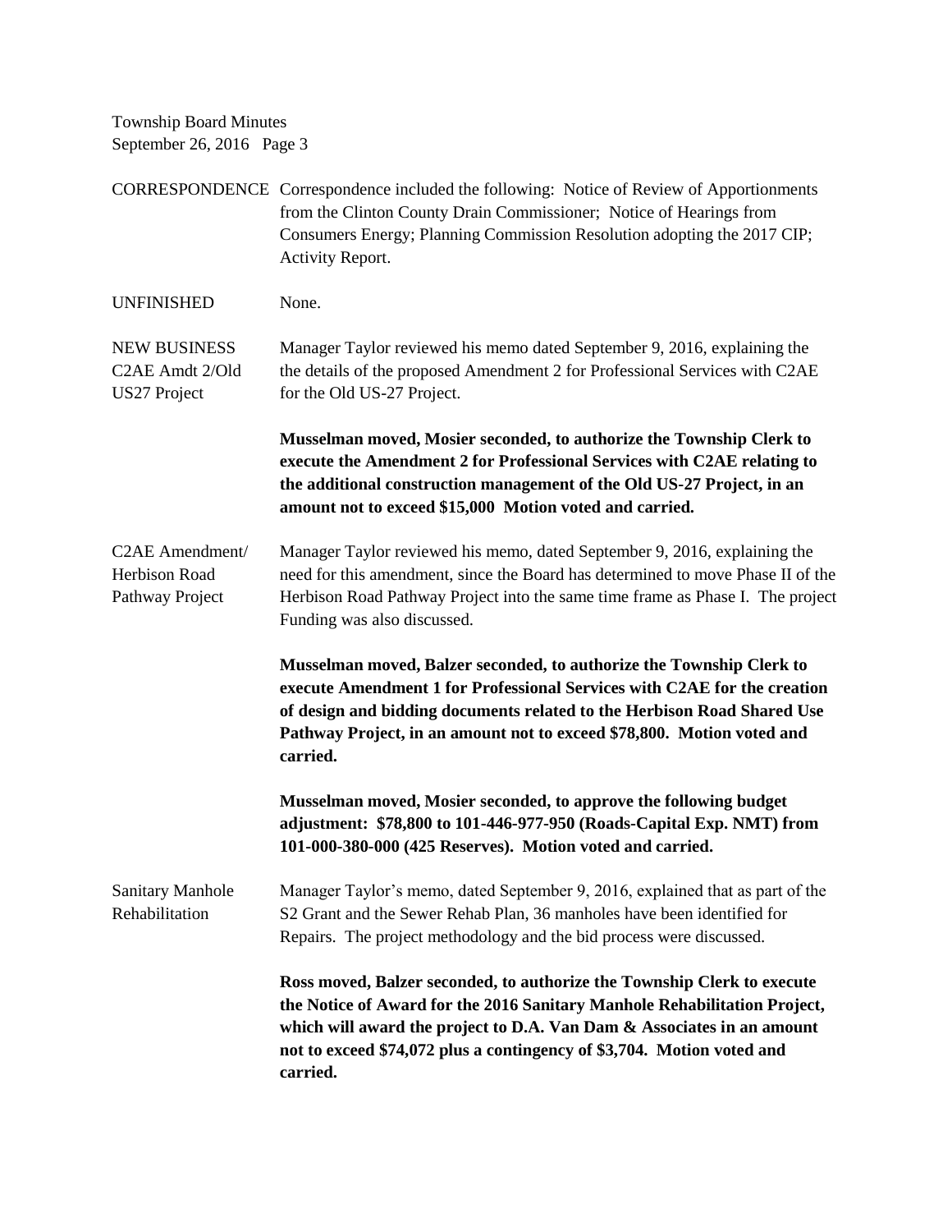CORRESPONDENCE Correspondence included the following: Notice of Review of Apportionments from the Clinton County Drain Commissioner; Notice of Hearings from Consumers Energy; Planning Commission Resolution adopting the 2017 CIP; Activity Report.

UNFINISHED None.

NEW BUSINESS
C2AE Amdt 2/Old US27 Project

Manager Taylor reviewed his memo dated September 9, 2016, explaining the the details of the proposed Amendment 2 for Professional Services with C2AE for the Old US-27 Project.

**Musselman moved, Mosier seconded, to authorize the Township Clerk to execute the Amendment 2 for Professional Services with C2AE relating to the additional construction management of the Old US-27 Project, in an amount not to exceed $15,000 Motion voted and carried.**

C2AE Amendment/ Herbison Road Pathway Project

Manager Taylor reviewed his memo, dated September 9, 2016, explaining the need for this amendment, since the Board has determined to move Phase II of the Herbison Road Pathway Project into the same time frame as Phase I. The project Funding was also discussed.

**Musselman moved, Balzer seconded, to authorize the Township Clerk to execute Amendment 1 for Professional Services with C2AE for the creation of design and bidding documents related to the Herbison Road Shared Use Pathway Project, in an amount not to exceed $78,800. Motion voted and carried.**

**Musselman moved, Mosier seconded, to approve the following budget adjustment: $78,800 to 101-446-977-950 (Roads-Capital Exp. NMT) from 101-000-380-000 (425 Reserves). Motion voted and carried.**

Sanitary Manhole Rehabilitation

Manager Taylor's memo, dated September 9, 2016, explained that as part of the S2 Grant and the Sewer Rehab Plan, 36 manholes have been identified for Repairs. The project methodology and the bid process were discussed.

**Ross moved, Balzer seconded, to authorize the Township Clerk to execute the Notice of Award for the 2016 Sanitary Manhole Rehabilitation Project, which will award the project to D.A. Van Dam & Associates in an amount not to exceed $74,072 plus a contingency of $3,704. Motion voted and carried.**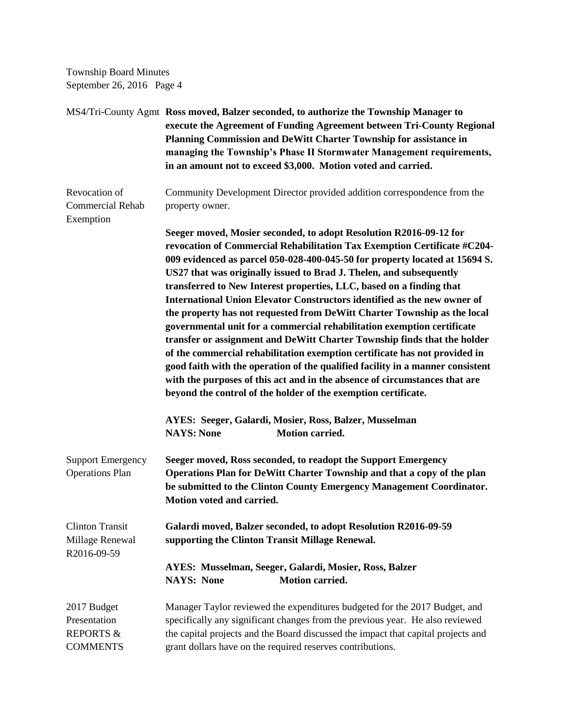MS4/Tri-County Agmt **Ross moved, Balzer seconded, to authorize the Township Manager to execute the Agreement of Funding Agreement between Tri-County Regional Planning Commission and DeWitt Charter Township for assistance in managing the Township's Phase II Stormwater Management requirements, in an amount not to exceed $3,000. Motion voted and carried.**

Revocation of Commercial Rehab Exemption

Community Development Director provided addition correspondence from the property owner.

**Seeger moved, Mosier seconded, to adopt Resolution R2016-09-12 for revocation of Commercial Rehabilitation Tax Exemption Certificate #C204-009 evidenced as parcel 050-028-400-045-50 for property located at 15694 S. US27 that was originally issued to Brad J. Thelen, and subsequently transferred to New Interest properties, LLC, based on a finding that International Union Elevator Constructors identified as the new owner of the property has not requested from DeWitt Charter Township as the local governmental unit for a commercial rehabilitation exemption certificate transfer or assignment and DeWitt Charter Township finds that the holder of the commercial rehabilitation exemption certificate has not provided in good faith with the operation of the qualified facility in a manner consistent with the purposes of this act and in the absence of circumstances that are beyond the control of the holder of the exemption certificate.**

**AYES: Seeger, Galardi, Mosier, Ross, Balzer, Musselman**
**NAYS: None Motion carried.**

Support Emergency Operations Plan

**Seeger moved, Ross seconded, to readopt the Support Emergency Operations Plan for DeWitt Charter Township and that a copy of the plan be submitted to the Clinton County Emergency Management Coordinator. Motion voted and carried.**

Clinton Transit Millage Renewal R2016-09-59

**Galardi moved, Balzer seconded, to adopt Resolution R2016-09-59 supporting the Clinton Transit Millage Renewal.**

**AYES: Musselman, Seeger, Galardi, Mosier, Ross, Balzer**
**NAYS: None Motion carried.**

2017 Budget Presentation

REPORTS & COMMENTS

Manager Taylor reviewed the expenditures budgeted for the 2017 Budget, and specifically any significant changes from the previous year. He also reviewed the capital projects and the Board discussed the impact that capital projects and grant dollars have on the required reserves contributions.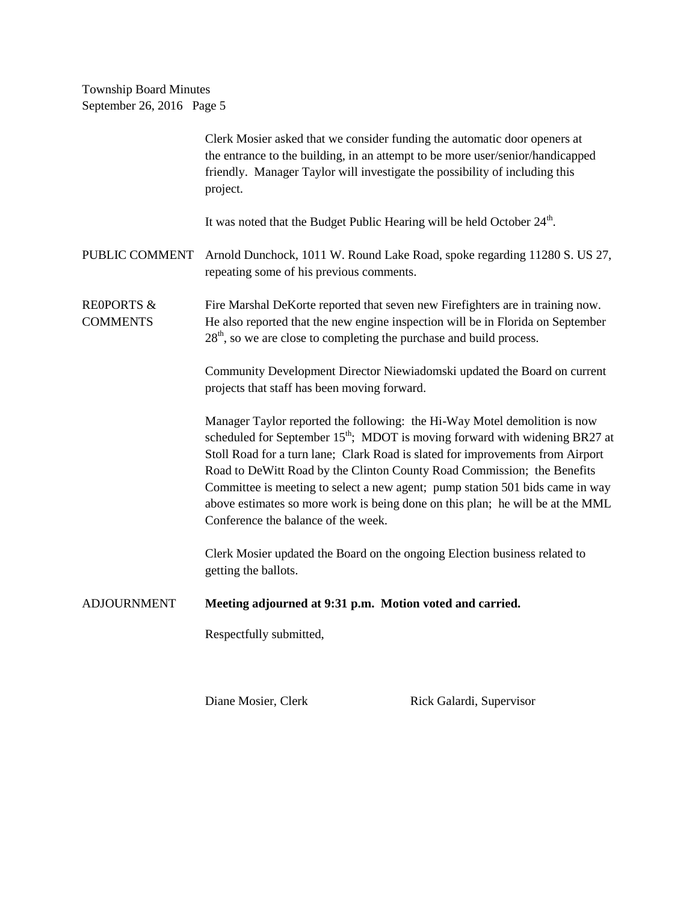Clerk Mosier asked that we consider funding the automatic door openers at the entrance to the building, in an attempt to be more user/senior/handicapped friendly. Manager Taylor will investigate the possibility of including this project.

It was noted that the Budget Public Hearing will be held October 24th.

PUBLIC COMMENT Arnold Dunchock, 1011 W. Round Lake Road, spoke regarding 11280 S. US 27, repeating some of his previous comments.

RE0PORTS & COMMENTS Fire Marshal DeKorte reported that seven new Firefighters are in training now. He also reported that the new engine inspection will be in Florida on September 28th, so we are close to completing the purchase and build process.

Community Development Director Niewiadomski updated the Board on current projects that staff has been moving forward.

Manager Taylor reported the following: the Hi-Way Motel demolition is now scheduled for September 15th; MDOT is moving forward with widening BR27 at Stoll Road for a turn lane; Clark Road is slated for improvements from Airport Road to DeWitt Road by the Clinton County Road Commission; the Benefits Committee is meeting to select a new agent; pump station 501 bids came in way above estimates so more work is being done on this plan; he will be at the MML Conference the balance of the week.

Clerk Mosier updated the Board on the ongoing Election business related to getting the ballots.

ADJOURNMENT **Meeting adjourned at 9:31 p.m. Motion voted and carried.**

Respectfully submitted,

Diane Mosier, Clerk Rick Galardi, Supervisor